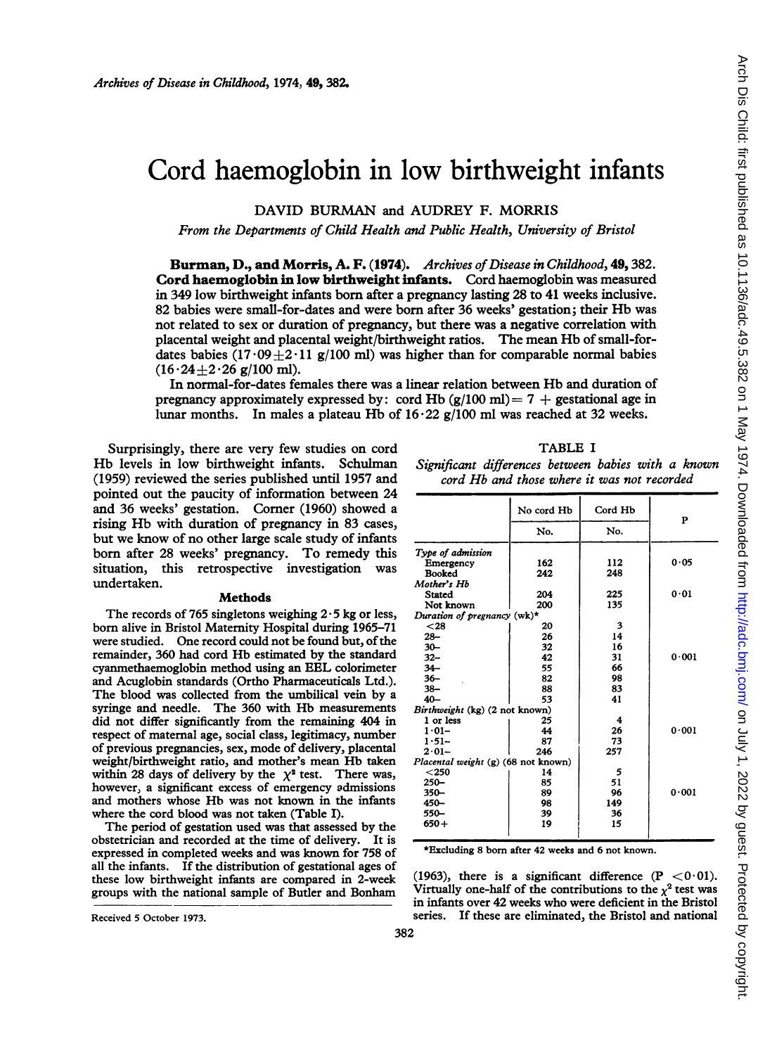# Cord haemoglobin in low birthweight infants

DAVID BURMAN and AUDREY F. MORRIS

*From the Departments of Child Health and Public Health, University of Bristol*

**Burman, D., and Morris, A. F. (1974).** *Archives of Disease in Childhood*, **49**, 382. **Cord haemoglobin in low birthweight infants.** Cord haemoglobin was measured in 349 low birthweight infants born after a pregnancy lasting 28 to 41 weeks inclusive. 82 babies were small-for-dates and were born after 36 weeks' gestation; their Hb was not related to sex or duration of pregnancy, but there was a negative correlation with placental weight and placental weight/birthweight ratios. The mean Hb of small-for-dates babies ($17 \cdot 09 \pm 2 \cdot 11$ g/100 ml) was higher than for comparable normal babies ($16 \cdot 24 \pm 2 \cdot 26$ g/100 ml).

In normal-for-dates females there was a linear relation between Hb and duration of pregnancy approximately expressed by: cord Hb (g/100 ml) = 7 + gestational age in lunar months. In males a plateau Hb of 16·22 g/100 ml was reached at 32 weeks.

Surprisingly, there are very few studies on cord Hb levels in low birthweight infants. Schulman (1959) reviewed the series published until 1957 and pointed out the paucity of information between 24 and 36 weeks' gestation. Corner (1960) showed a rising Hb with duration of pregnancy in 83 cases, but we know of no other large scale study of infants born after 28 weeks' pregnancy. To remedy this situation, this retrospective investigation was undertaken.

## Methods

The records of 765 singletons weighing 2·5 kg or less, born alive in Bristol Maternity Hospital during 1965–71 were studied. One record could not be found but, of the remainder, 360 had cord Hb estimated by the standard cyanmethaemoglobin method using an EEL colorimeter and Acuglobin standards (Ortho Pharmaceuticals Ltd.). The blood was collected from the umbilical vein by a syringe and needle. The 360 with Hb measurements did not differ significantly from the remaining 404 in respect of maternal age, social class, legitimacy, number of previous pregnancies, sex, mode of delivery, placental weight/birthweight ratio, and mother's mean Hb taken within 28 days of delivery by the $\chi^2$ test. There was, however, a significant excess of emergency admissions and mothers whose Hb was not known in the infants where the cord blood was not taken (Table I).

The period of gestation used was that assessed by the obstetrician and recorded at the time of delivery. It is expressed in completed weeks and was known for 758 of all the infants. If the distribution of gestational ages of these low birthweight infants are compared in 2-week groups with the national sample of Butler and Bonham (1963), there is a significant difference ($P < 0 \cdot 01$). Virtually one-half of the contributions to the $\chi^2$ test was in infants over 42 weeks who were deficient in the Bristol series. If these are eliminated, the Bristol and national

TABLE I

*Significant differences between babies with a known cord Hb and those where it was not recorded*

| | No cord Hb | Cord Hb | P |
|---|---|---|---|
| | No. | No. | |
| *Type of admission* | | | |
| Emergency | 162 | 112 | 0·05 |
| Booked | 242 | 248 | |
| *Mother's Hb* | | | |
| Stated | 204 | 225 | 0·01 |
| Not known | 200 | 135 | |
| *Duration of pregnancy* (wk)* | | | |
| <28 | 20 | 3 | |
| 28– | 26 | 14 | |
| 30– | 32 | 16 | |
| 32– | 42 | 31 | 0·001 |
| 34– | 55 | 66 | |
| 36– | 82 | 98 | |
| 38– | 88 | 83 | |
| 40– | 53 | 41 | |
| *Birthweight* (kg) (2 not known) | | | |
| 1 or less | 25 | 4 | |
| 1·01– | 44 | 26 | 0·001 |
| 1·51– | 87 | 73 | |
| 2·01– | 246 | 257 | |
| *Placental weight* (g) (68 not known) | | | |
| <250 | 14 | 5 | |
| 250– | 85 | 51 | |
| 350– | 89 | 96 | 0·001 |
| 450– | 98 | 149 | |
| 550– | 39 | 36 | |
| 650+ | 19 | 15 | |

*Excluding 8 born after 42 weeks and 6 not known.

Received 5 October 1973.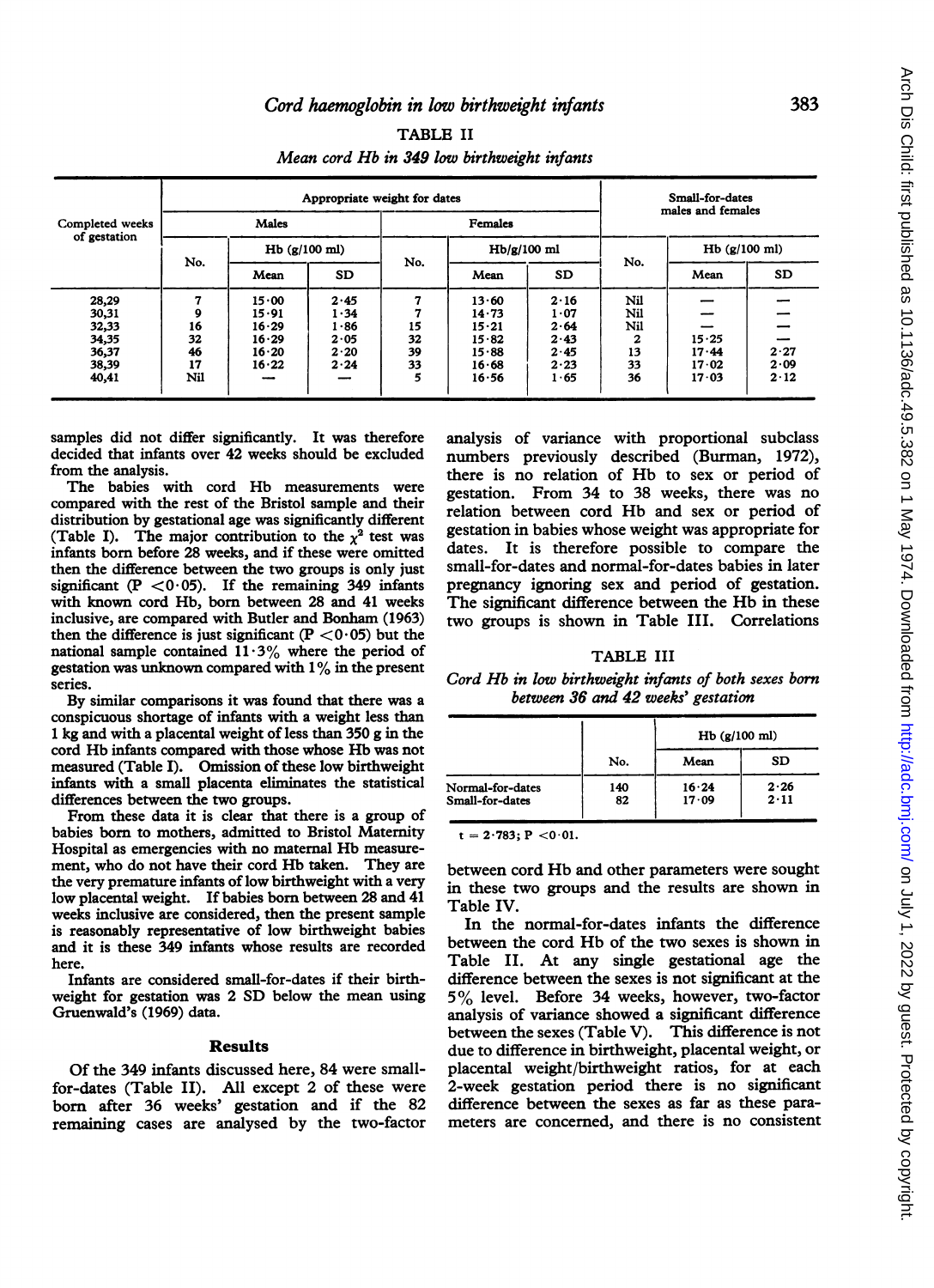TABLE II

*Mean cord Hb in 349 low birthweight infants*

| Completed weeks of gestation | Appropriate weight for dates | | | | | | Small-for-dates males and females | | |
|---|---|---|---|---|---|---|---|---|---|
| | Males | | | Females | | | | | |
| | No. | Hb (g/100 ml) | | No. | Hb/g/100 ml | | No. | Hb (g/100 ml) | |
| | | Mean | SD | | Mean | SD | | Mean | SD |
| 28,29 | 7 | 15·00 | 2·45 | 7 | 13·60 | 2·16 | Nil | — | — |
| 30,31 | 9 | 15·91 | 1·34 | 7 | 14·73 | 1·07 | Nil | — | — |
| 32,33 | 16 | 16·29 | 1·86 | 15 | 15·21 | 2·64 | Nil | — | — |
| 34,35 | 32 | 16·29 | 2·05 | 32 | 15·82 | 2·43 | 2 | 15·25 | — |
| 36,37 | 46 | 16·20 | 2·20 | 39 | 15·88 | 2·45 | 13 | 17·44 | 2·27 |
| 38,39 | 17 | 16·22 | 2·24 | 33 | 16·68 | 2·23 | 33 | 17·02 | 2·09 |
| 40,41 | Nil | — | — | 5 | 16·56 | 1·65 | 36 | 17·03 | 2·12 |

samples did not differ significantly. It was therefore decided that infants over 42 weeks should be excluded from the analysis.

The babies with cord Hb measurements were compared with the rest of the Bristol sample and their distribution by gestational age was significantly different (Table I). The major contribution to the $\chi^2$ test was infants born before 28 weeks, and if these were omitted then the difference between the two groups is only just significant ($P < 0·05$). If the remaining 349 infants with known cord Hb, born between 28 and 41 weeks inclusive, are compared with Butler and Bonham (1963) then the difference is just significant ($P < 0·05$) but the national sample contained 11·3% where the period of gestation was unknown compared with 1% in the present series.

By similar comparisons it was found that there was a conspicuous shortage of infants with a weight less than 1 kg and with a placental weight of less than 350 g in the cord Hb infants compared with those whose Hb was not measured (Table I). Omission of these low birthweight infants with a small placenta eliminates the statistical differences between the two groups.

From these data it is clear that there is a group of babies born to mothers, admitted to Bristol Maternity Hospital as emergencies with no maternal Hb measurement, who do not have their cord Hb taken. They are the very premature infants of low birthweight with a very low placental weight. If babies born between 28 and 41 weeks inclusive are considered, then the present sample is reasonably representative of low birthweight babies and it is these 349 infants whose results are recorded here.

Infants are considered small-for-dates if their birthweight for gestation was 2 SD below the mean using Gruenwald's (1969) data.

## Results

Of the 349 infants discussed here, 84 were small-for-dates (Table II). All except 2 of these were born after 36 weeks' gestation and if the 82 remaining cases are analysed by the two-factor analysis of variance with proportional subclass numbers previously described (Burman, 1972), there is no relation of Hb to sex or period of gestation. From 34 to 38 weeks, there was no relation between cord Hb and sex or period of gestation in babies whose weight was appropriate for dates. It is therefore possible to compare the small-for-dates and normal-for-dates babies in later pregnancy ignoring sex and period of gestation. The significant difference between the Hb in these two groups is shown in Table III. Correlations

TABLE III

*Cord Hb in low birthweight infants of both sexes born between 36 and 42 weeks' gestation*

| | No. | Hb (g/100 ml) | |
|---|---|---|---|
| | | Mean | SD |
| Normal-for-dates | 140 | 16·24 | 2·26 |
| Small-for-dates | 82 | 17·09 | 2·11 |

$t = 2·783$; $P < 0·01$.

between cord Hb and other parameters were sought in these two groups and the results are shown in Table IV.

In the normal-for-dates infants the difference between the cord Hb of the two sexes is shown in Table II. At any single gestational age the difference between the sexes is not significant at the 5% level. Before 34 weeks, however, two-factor analysis of variance showed a significant difference between the sexes (Table V). This difference is not due to difference in birthweight, placental weight, or placental weight/birthweight ratios, for at each 2-week gestation period there is no significant difference between the sexes as far as these parameters are concerned, and there is no consistent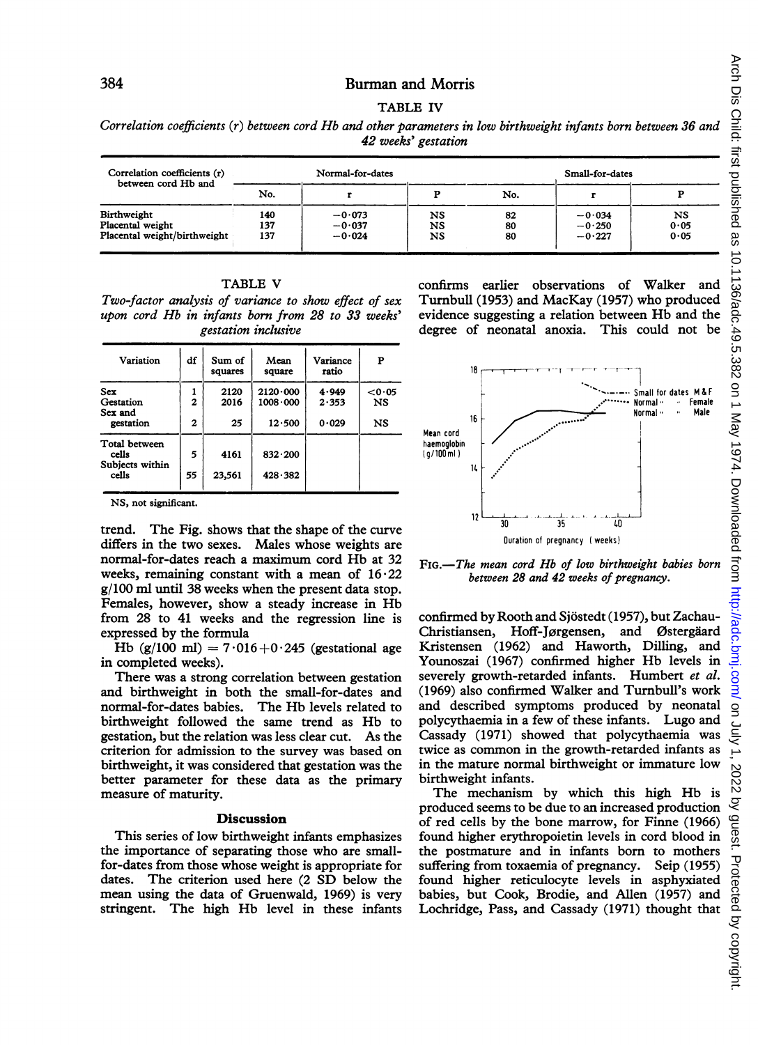TABLE IV

*Correlation coefficients (r) between cord Hb and other parameters in low birthweight infants born between 36 and 42 weeks' gestation*

| Correlation coefficients (r) between cord Hb and | Normal-for-dates | | | Small-for-dates | | |
|---|---|---|---|---|---|---|
| | No. | r | P | No. | r | P |
| Birthweight | 140 | −0·073 | NS | 82 | −0·034 | NS |
| Placental weight | 137 | −0·037 | NS | 80 | −0·250 | 0·05 |
| Placental weight/birthweight | 137 | −0·024 | NS | 80 | −0·227 | 0·05 |

TABLE V

*Two-factor analysis of variance to show effect of sex upon cord Hb in infants born from 28 to 33 weeks' gestation inclusive*

| Variation | df | Sum of squares | Mean square | Variance ratio | P |
|---|---|---|---|---|---|
| Sex | 1 | 2120 | 2120·000 | 4·949 | <0·05 |
| Gestation | 2 | 2016 | 1008·000 | 2·353 | NS |
| Sex and gestation | 2 | 25 | 12·500 | 0·029 | NS |
| Total between cells | 5 | 4161 | 832·200 | | |
| Subjects within cells | 55 | 23,561 | 428·382 | | |

NS, not significant.

trend. The Fig. shows that the shape of the curve differs in the two sexes. Males whose weights are normal-for-dates reach a maximum cord Hb at 32 weeks, remaining constant with a mean of 16·22 g/100 ml until 38 weeks when the present data stop. Females, however, show a steady increase in Hb from 28 to 41 weeks and the regression line is expressed by the formula

Hb (g/100 ml) = 7·016 + 0·245 (gestational age in completed weeks).

There was a strong correlation between gestation and birthweight in both the small-for-dates and normal-for-dates babies. The Hb levels related to birthweight followed the same trend as Hb to gestation, but the relation was less clear cut. As the criterion for admission to the survey was based on birthweight, it was considered that gestation was the better parameter for these data as the primary measure of maturity.

## Discussion

This series of low birthweight infants emphasizes the importance of separating those who are small-for-dates from those whose weight is appropriate for dates. The criterion used here (2 SD below the mean using the data of Gruenwald, 1969) is very stringent. The high Hb level in these infants confirms earlier observations of Walker and Turnbull (1953) and MacKay (1957) who produced evidence suggesting a relation between Hb and the degree of neonatal anoxia. This could not be confirmed by Rooth and Sjöstedt (1957), but Zachau-Christiansen, Hoff-Jørgensen, and Østergäard Kristensen (1962) and Haworth, Dilling, and Younoszai (1967) confirmed higher Hb levels in severely growth-retarded infants. Humbert *et al.* (1969) also confirmed Walker and Turnbull's work and described symptoms produced by neonatal polycythaemia in a few of these infants. Lugo and Cassady (1971) showed that polycythaemia was twice as common in the growth-retarded infants as in the mature normal birthweight or immature low birthweight infants.

*FIG.—The mean cord Hb of low birthweight babies born between 28 and 42 weeks of pregnancy.*

The mechanism by which this high Hb is produced seems to be due to an increased production of red cells by the bone marrow, for Finne (1966) found higher erythropoietin levels in cord blood in the postmature and in infants born to mothers suffering from toxaemia of pregnancy. Seip (1955) found higher reticulocyte levels in asphyxiated babies, but Cook, Brodie, and Allen (1957) and Lochridge, Pass, and Cassady (1971) thought that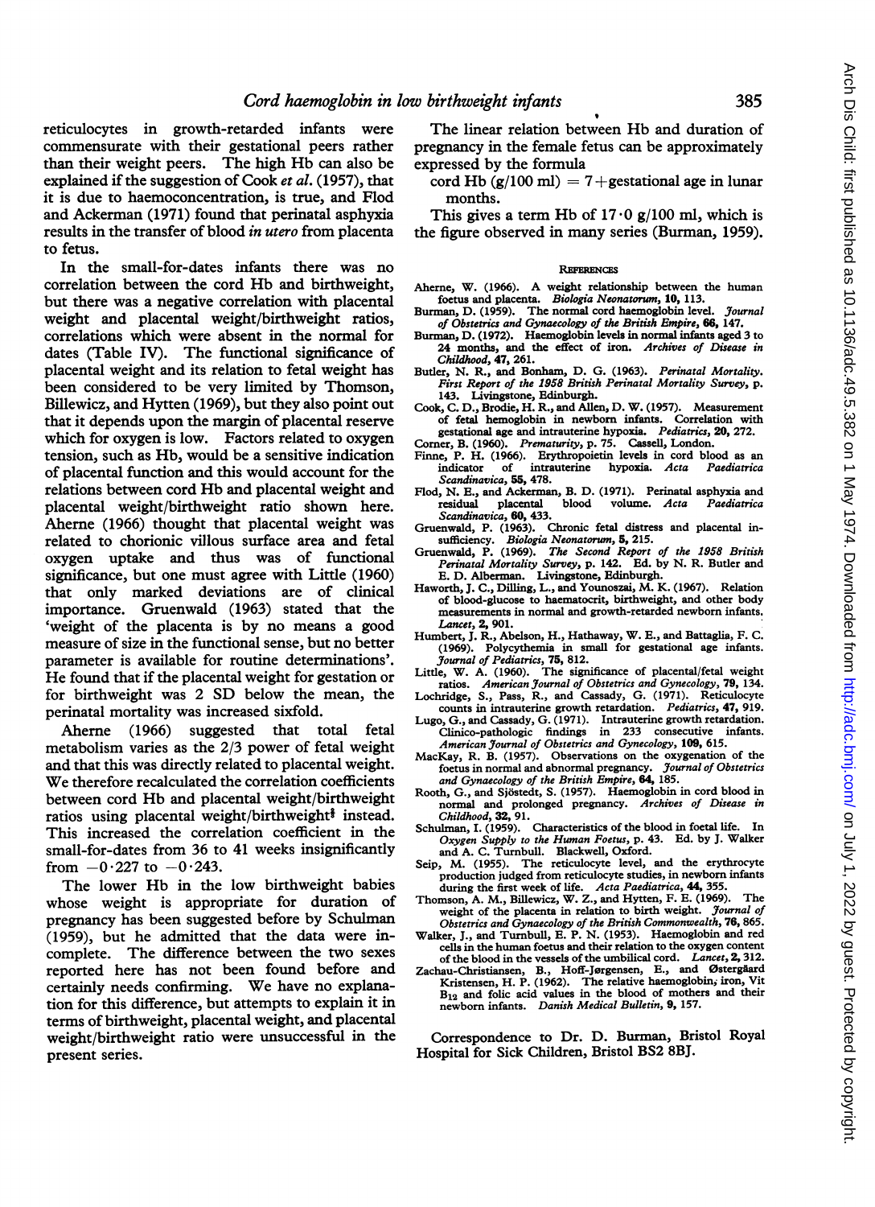reticulocytes in growth-retarded infants were commensurate with their gestational peers rather than their weight peers. The high Hb can also be explained if the suggestion of Cook *et al.* (1957), that it is due to haemoconcentration, is true, and Flod and Ackerman (1971) found that perinatal asphyxia results in the transfer of blood *in utero* from placenta to fetus.

In the small-for-dates infants there was no correlation between the cord Hb and birthweight, but there was a negative correlation with placental weight and placental weight/birthweight ratios, correlations which were absent in the normal for dates (Table IV). The functional significance of placental weight and its relation to fetal weight has been considered to be very limited by Thomson, Billewicz, and Hytten (1969), but they also point out that it depends upon the margin of placental reserve which for oxygen is low. Factors related to oxygen tension, such as Hb, would be a sensitive indication of placental function and this would account for the relations between cord Hb and placental weight and placental weight/birthweight ratio shown here. Aherne (1966) thought that placental weight was related to chorionic villous surface area and fetal oxygen uptake and thus was of functional significance, but one must agree with Little (1960) that only marked deviations are of clinical importance. Gruenwald (1963) stated that the 'weight of the placenta is by no means a good measure of size in the functional sense, but no better parameter is available for routine determinations'. He found that if the placental weight for gestation or for birthweight was 2 SD below the mean, the perinatal mortality was increased sixfold.

Aherne (1966) suggested that total fetal metabolism varies as the 2/3 power of fetal weight and that this was directly related to placental weight. We therefore recalculated the correlation coefficients between cord Hb and placental weight/birthweight ratios using placental weight/birthweight$^{\frac{2}{3}}$ instead. This increased the correlation coefficient in the small-for-dates from 36 to 41 weeks insignificantly from $-0\cdot227$ to $-0\cdot243$.

The lower Hb in the low birthweight babies whose weight is appropriate for duration of pregnancy has been suggested before by Schulman (1959), but he admitted that the data were incomplete. The difference between the two sexes reported here has not been found before and certainly needs confirming. We have no explanation for this difference, but attempts to explain it in terms of birthweight, placental weight, and placental weight/birthweight ratio were unsuccessful in the present series.

The linear relation between Hb and duration of pregnancy in the female fetus can be approximately expressed by the formula

cord Hb (g/100 ml) = 7 + gestational age in lunar months.

This gives a term Hb of 17·0 g/100 ml, which is the figure observed in many series (Burman, 1959).

## References

Aherne, W. (1966). A weight relationship between the human foetus and placenta. *Biologia Neonatorum*, **10**, 113.

Burman, D. (1959). The normal cord haemoglobin level. *Journal of Obstetrics and Gynaecology of the British Empire*, **66**, 147.

Burman, D. (1972). Haemoglobin levels in normal infants aged 3 to 24 months, and the effect of iron. *Archives of Disease in Childhood*, **47**, 261.

Butler, N. R., and Bonham, D. G. (1963). *Perinatal Mortality. First Report of the 1958 British Perinatal Mortality Survey*, p. 143. Livingstone, Edinburgh.

Cook, C. D., Brodie, H. R., and Allen, D. W. (1957). Measurement of fetal hemoglobin in newborn infants. Correlation with gestational age and intrauterine hypoxia. *Pediatrics*, **20**, 272.

Corner, B. (1960). *Prematurity*, p. 75. Cassell, London.

Finne, P. H. (1966). Erythropoietin levels in cord blood as an indicator of intrauterine hypoxia. *Acta Paediatrica Scandinavica*, **55**, 478.

Flod, N. E., and Ackerman, B. D. (1971). Perinatal asphyxia and residual placental blood volume. *Acta Paediatrica Scandinavica*, **60**, 433.

Gruenwald, P. (1963). Chronic fetal distress and placental insufficiency. *Biologia Neonatorum*, **5**, 215.

Gruenwald, P. (1969). *The Second Report of the 1958 British Perinatal Mortality Survey*, p. 142. Ed. by N. R. Butler and E. D. Alberman. Livingstone, Edinburgh.

Haworth, J. C., Dilling, L., and Younoszai, M. K. (1967). Relation of blood-glucose to haematocrit, birthweight, and other body measurements in normal and growth-retarded newborn infants. *Lancet*, **2**, 901.

Humbert, J. R., Abelson, H., Hathaway, W. E., and Battaglia, F. C. (1969). Polycythemia in small for gestational age infants. *Journal of Pediatrics*, **75**, 812.

Little, W. A. (1960). The significance of placental/fetal weight ratios. *American Journal of Obstetrics and Gynecology*, **79**, 134.

Lochridge, S., Pass, R., and Cassady, G. (1971). Reticulocyte counts in intrauterine growth retardation. *Pediatrics*, **47**, 919.

Lugo, G., and Cassady, G. (1971). Intrauterine growth retardation. Clinico-pathologic findings in 233 consecutive infants. *American Journal of Obstetrics and Gynecology*, **109**, 615.

MacKay, R. B. (1957). Observations on the oxygenation of the foetus in normal and abnormal pregnancy. *Journal of Obstetrics and Gynaecology of the British Empire*, **64**, 185.

Rooth, G., and Sjöstedt, S. (1957). Haemoglobin in cord blood in normal and prolonged pregnancy. *Archives of Disease in Childhood*, **32**, 91.

Schulman, I. (1959). Characteristics of the blood in foetal life. In *Oxygen Supply to the Human Foetus*, p. 43. Ed. by J. Walker and A. C. Turnbull. Blackwell, Oxford.

Seip, M. (1955). The reticulocyte level, and the erythrocyte production judged from reticulocyte studies, in newborn infants during the first week of life. *Acta Paediatrica*, **44**, 355.

Thomson, A. M., Billewicz, W. Z., and Hytten, F. E. (1969). The weight of the placenta in relation to birth weight. *Journal of Obstetrics and Gynaecology of the British Commonwealth*, **76**, 865.

Walker, J., and Turnbull, E. P. N. (1953). Haemoglobin and red cells in the human foetus and their relation to the oxygen content of the blood in the vessels of the umbilical cord. *Lancet*, **2**, 312.

Zachau-Christiansen, B., Hoff-Jørgensen, E., and Østergaard Kristensen, H. P. (1962). The relative haemoglobin, iron, Vit $B_{12}$ and folic acid values in the blood of mothers and their newborn infants. *Danish Medical Bulletin*, **9**, 157.

Correspondence to Dr. D. Burman, Bristol Royal Hospital for Sick Children, Bristol BS2 8BJ.